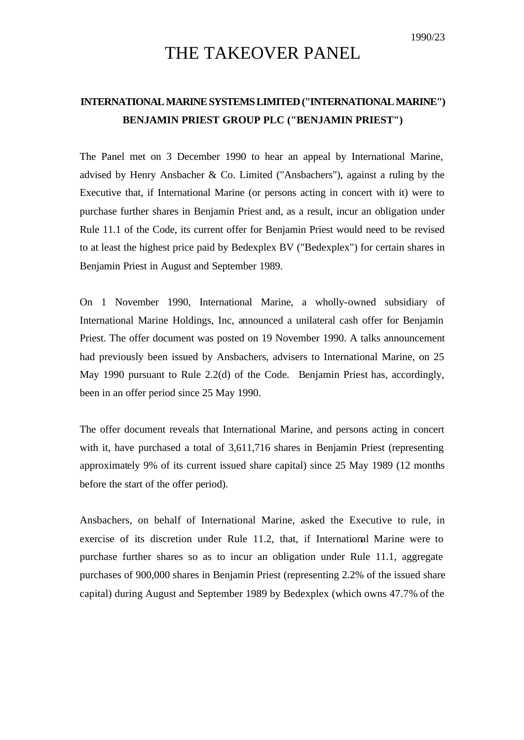1990/23

# THE TAKEOVER PANEL

**INTERNATIONAL MARINE SYSTEMS LIMITED ("INTERNATIONAL MARINE")**
**BENJAMIN PRIEST GROUP PLC ("BENJAMIN PRIEST")**

The Panel met on 3 December 1990 to hear an appeal by International Marine, advised by Henry Ansbacher & Co. Limited ("Ansbachers"), against a ruling by the Executive that, if International Marine (or persons acting in concert with it) were to purchase further shares in Benjamin Priest and, as a result, incur an obligation under Rule 11.1 of the Code, its current offer for Benjamin Priest would need to be revised to at least the highest price paid by Bedexplex BV ("Bedexplex") for certain shares in Benjamin Priest in August and September 1989.

On 1 November 1990, International Marine, a wholly-owned subsidiary of International Marine Holdings, Inc, announced a unilateral cash offer for Benjamin Priest. The offer document was posted on 19 November 1990. A talks announcement had previously been issued by Ansbachers, advisers to International Marine, on 25 May 1990 pursuant to Rule 2.2(d) of the Code. Benjamin Priest has, accordingly, been in an offer period since 25 May 1990.

The offer document reveals that International Marine, and persons acting in concert with it, have purchased a total of 3,611,716 shares in Benjamin Priest (representing approximately 9% of its current issued share capital) since 25 May 1989 (12 months before the start of the offer period).

Ansbachers, on behalf of International Marine, asked the Executive to rule, in exercise of its discretion under Rule 11.2, that, if International Marine were to purchase further shares so as to incur an obligation under Rule 11.1, aggregate purchases of 900,000 shares in Benjamin Priest (representing 2.2% of the issued share capital) during August and September 1989 by Bedexplex (which owns 47.7% of the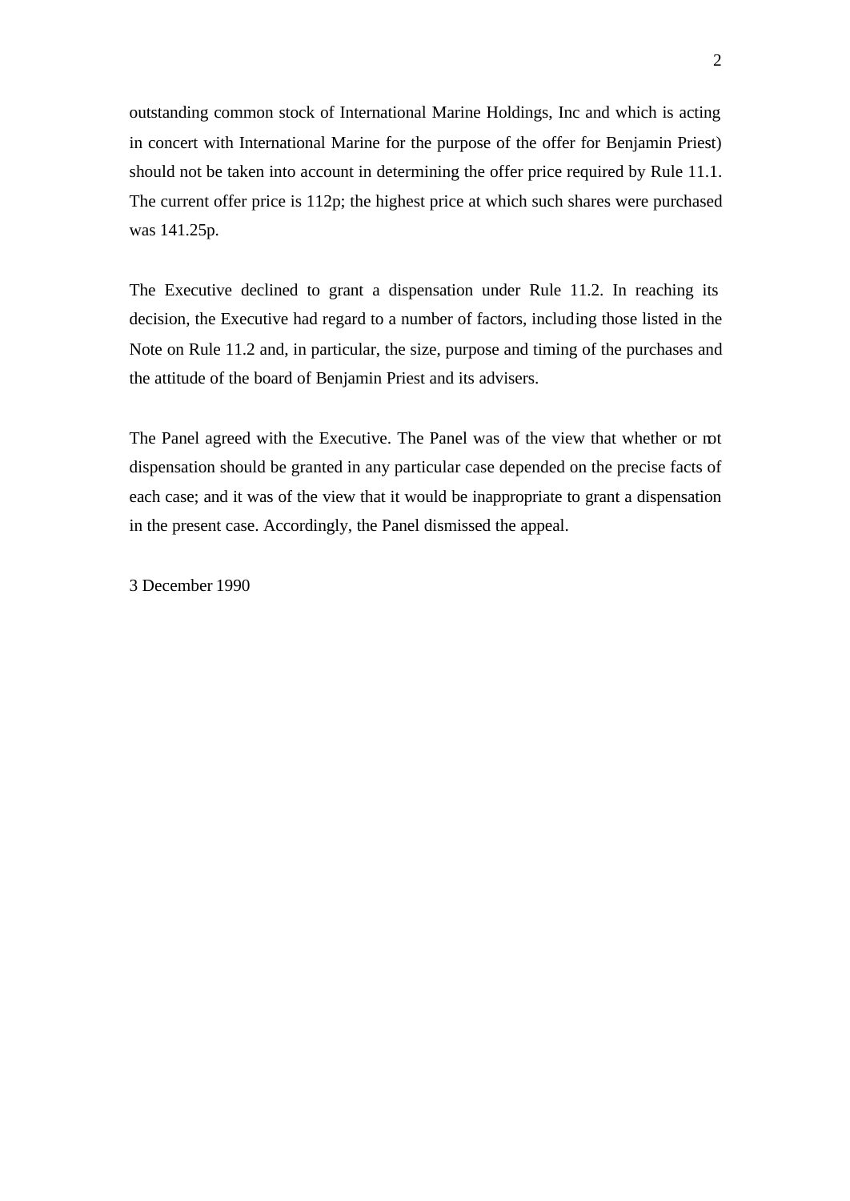outstanding common stock of International Marine Holdings, Inc and which is acting in concert with International Marine for the purpose of the offer for Benjamin Priest) should not be taken into account in determining the offer price required by Rule 11.1. The current offer price is 112p; the highest price at which such shares were purchased was 141.25p.

The Executive declined to grant a dispensation under Rule 11.2. In reaching its decision, the Executive had regard to a number of factors, including those listed in the Note on Rule 11.2 and, in particular, the size, purpose and timing of the purchases and the attitude of the board of Benjamin Priest and its advisers.

The Panel agreed with the Executive. The Panel was of the view that whether or not dispensation should be granted in any particular case depended on the precise facts of each case; and it was of the view that it would be inappropriate to grant a dispensation in the present case. Accordingly, the Panel dismissed the appeal.

3 December 1990